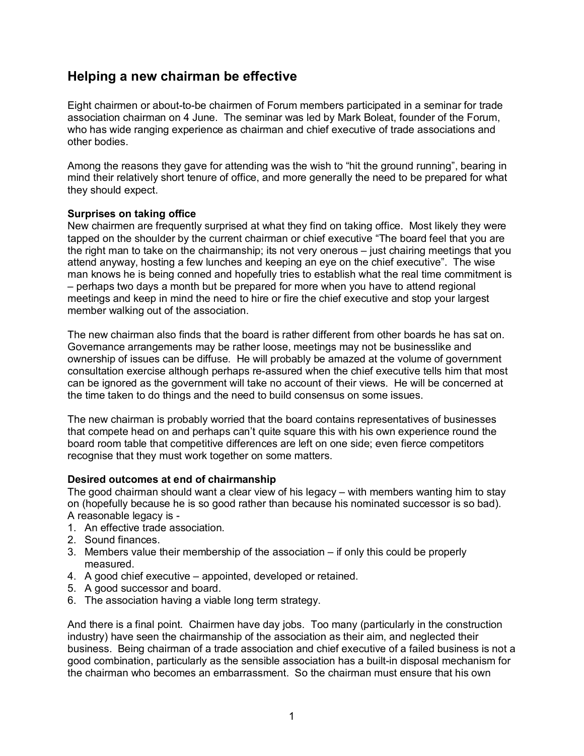## Helping a new chairman be effective

Eight chairmen or about-to-be chairmen of Forum members participated in a seminar for trade association chairman on 4 June. The seminar was led by Mark Boleat, founder of the Forum, who has wide ranging experience as chairman and chief executive of trade associations and other bodies.

Among the reasons they gave for attending was the wish to "hit the ground running", bearing in mind their relatively short tenure of office, and more generally the need to be prepared for what they should expect.

**Surprises on taking office**
New chairmen are frequently surprised at what they find on taking office. Most likely they were tapped on the shoulder by the current chairman or chief executive "The board feel that you are the right man to take on the chairmanship; its not very onerous – just chairing meetings that you attend anyway, hosting a few lunches and keeping an eye on the chief executive". The wise man knows he is being conned and hopefully tries to establish what the real time commitment is – perhaps two days a month but be prepared for more when you have to attend regional meetings and keep in mind the need to hire or fire the chief executive and stop your largest member walking out of the association.

The new chairman also finds that the board is rather different from other boards he has sat on. Governance arrangements may be rather loose, meetings may not be businesslike and ownership of issues can be diffuse. He will probably be amazed at the volume of government consultation exercise although perhaps re-assured when the chief executive tells him that most can be ignored as the government will take no account of their views. He will be concerned at the time taken to do things and the need to build consensus on some issues.

The new chairman is probably worried that the board contains representatives of businesses that compete head on and perhaps can't quite square this with his own experience round the board room table that competitive differences are left on one side; even fierce competitors recognise that they must work together on some matters.

**Desired outcomes at end of chairmanship**
The good chairman should want a clear view of his legacy – with members wanting him to stay on (hopefully because he is so good rather than because his nominated successor is so bad). A reasonable legacy is -

1. An effective trade association.
2. Sound finances.
3. Members value their membership of the association – if only this could be properly measured.
4. A good chief executive – appointed, developed or retained.
5. A good successor and board.
6. The association having a viable long term strategy.

And there is a final point. Chairmen have day jobs. Too many (particularly in the construction industry) have seen the chairmanship of the association as their aim, and neglected their business. Being chairman of a trade association and chief executive of a failed business is not a good combination, particularly as the sensible association has a built-in disposal mechanism for the chairman who becomes an embarrassment. So the chairman must ensure that his own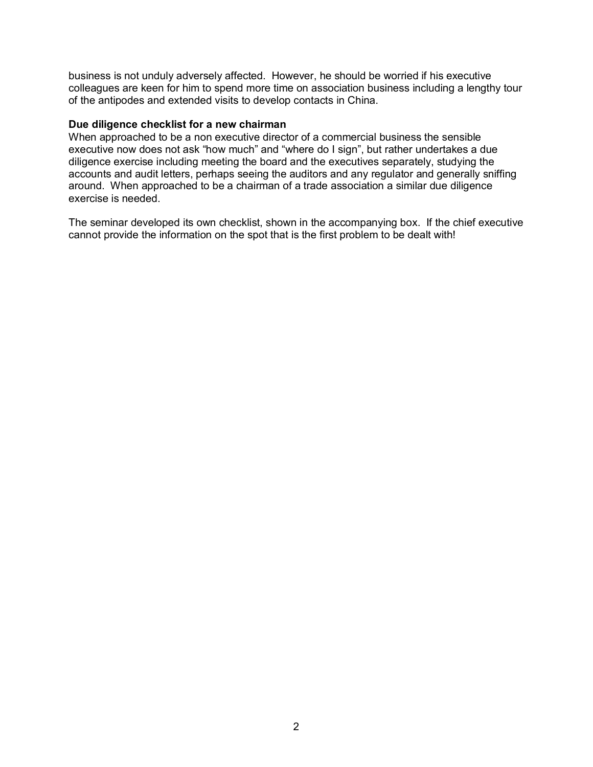business is not unduly adversely affected. However, he should be worried if his executive colleagues are keen for him to spend more time on association business including a lengthy tour of the antipodes and extended visits to develop contacts in China.

**Due diligence checklist for a new chairman**

When approached to be a non executive director of a commercial business the sensible executive now does not ask "how much" and "where do I sign", but rather undertakes a due diligence exercise including meeting the board and the executives separately, studying the accounts and audit letters, perhaps seeing the auditors and any regulator and generally sniffing around. When approached to be a chairman of a trade association a similar due diligence exercise is needed.

The seminar developed its own checklist, shown in the accompanying box. If the chief executive cannot provide the information on the spot that is the first problem to be dealt with!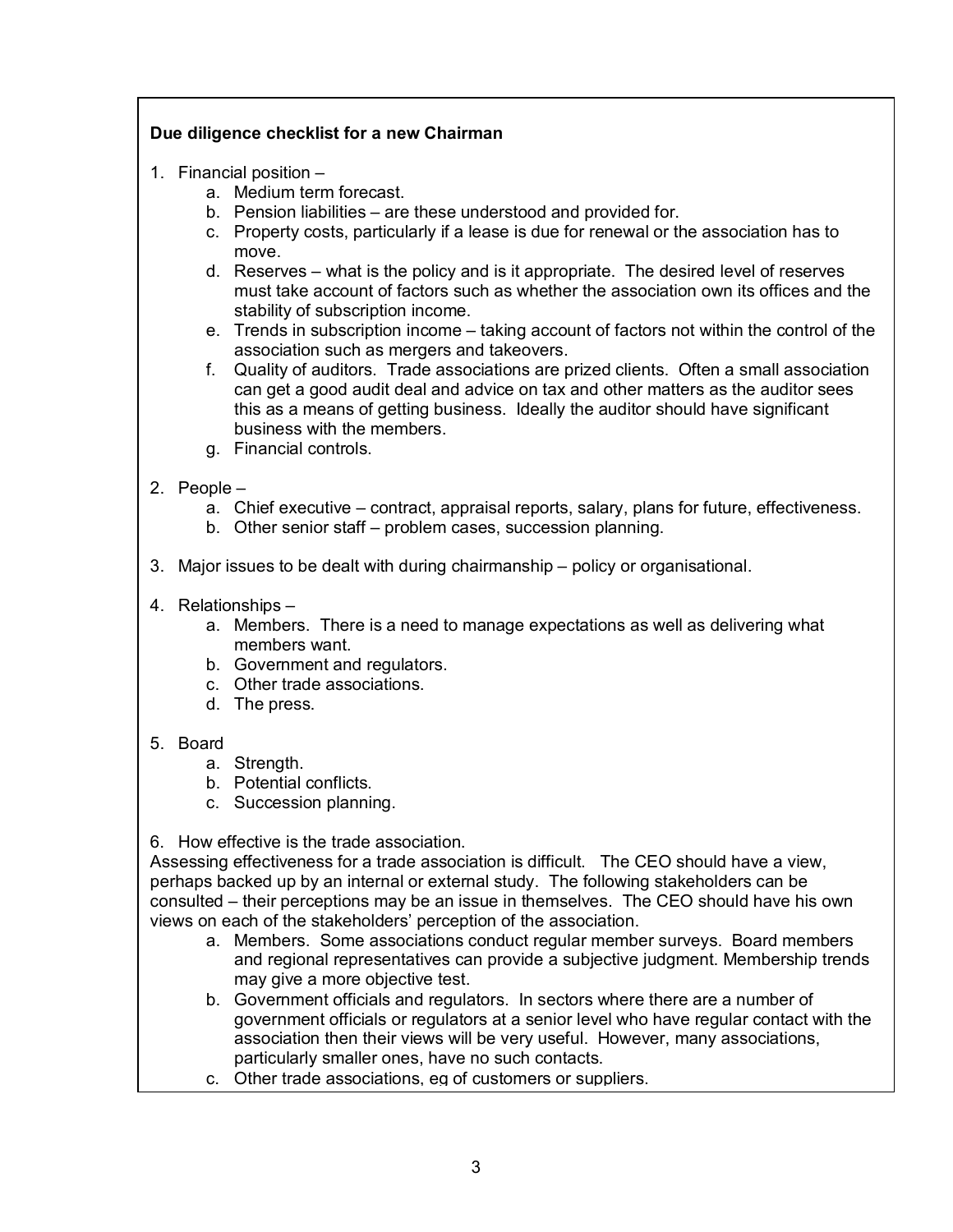**Due diligence checklist for a new Chairman**

1. Financial position –
    a. Medium term forecast.
    b. Pension liabilities – are these understood and provided for.
    c. Property costs, particularly if a lease is due for renewal or the association has to move.
    d. Reserves – what is the policy and is it appropriate. The desired level of reserves must take account of factors such as whether the association own its offices and the stability of subscription income.
    e. Trends in subscription income – taking account of factors not within the control of the association such as mergers and takeovers.
    f. Quality of auditors. Trade associations are prized clients. Often a small association can get a good audit deal and advice on tax and other matters as the auditor sees this as a means of getting business. Ideally the auditor should have significant business with the members.
    g. Financial controls.

2. People –
    a. Chief executive – contract, appraisal reports, salary, plans for future, effectiveness.
    b. Other senior staff – problem cases, succession planning.

3. Major issues to be dealt with during chairmanship – policy or organisational.

4. Relationships –
    a. Members. There is a need to manage expectations as well as delivering what members want.
    b. Government and regulators.
    c. Other trade associations.
    d. The press.

5. Board
    a. Strength.
    b. Potential conflicts.
    c. Succession planning.

6. How effective is the trade association.

Assessing effectiveness for a trade association is difficult. The CEO should have a view, perhaps backed up by an internal or external study. The following stakeholders can be consulted – their perceptions may be an issue in themselves. The CEO should have his own views on each of the stakeholders' perception of the association.

   a. Members. Some associations conduct regular member surveys. Board members and regional representatives can provide a subjective judgment. Membership trends may give a more objective test.
   b. Government officials and regulators. In sectors where there are a number of government officials or regulators at a senior level who have regular contact with the association then their views will be very useful. However, many associations, particularly smaller ones, have no such contacts.
   c. Other trade associations, eg of customers or suppliers.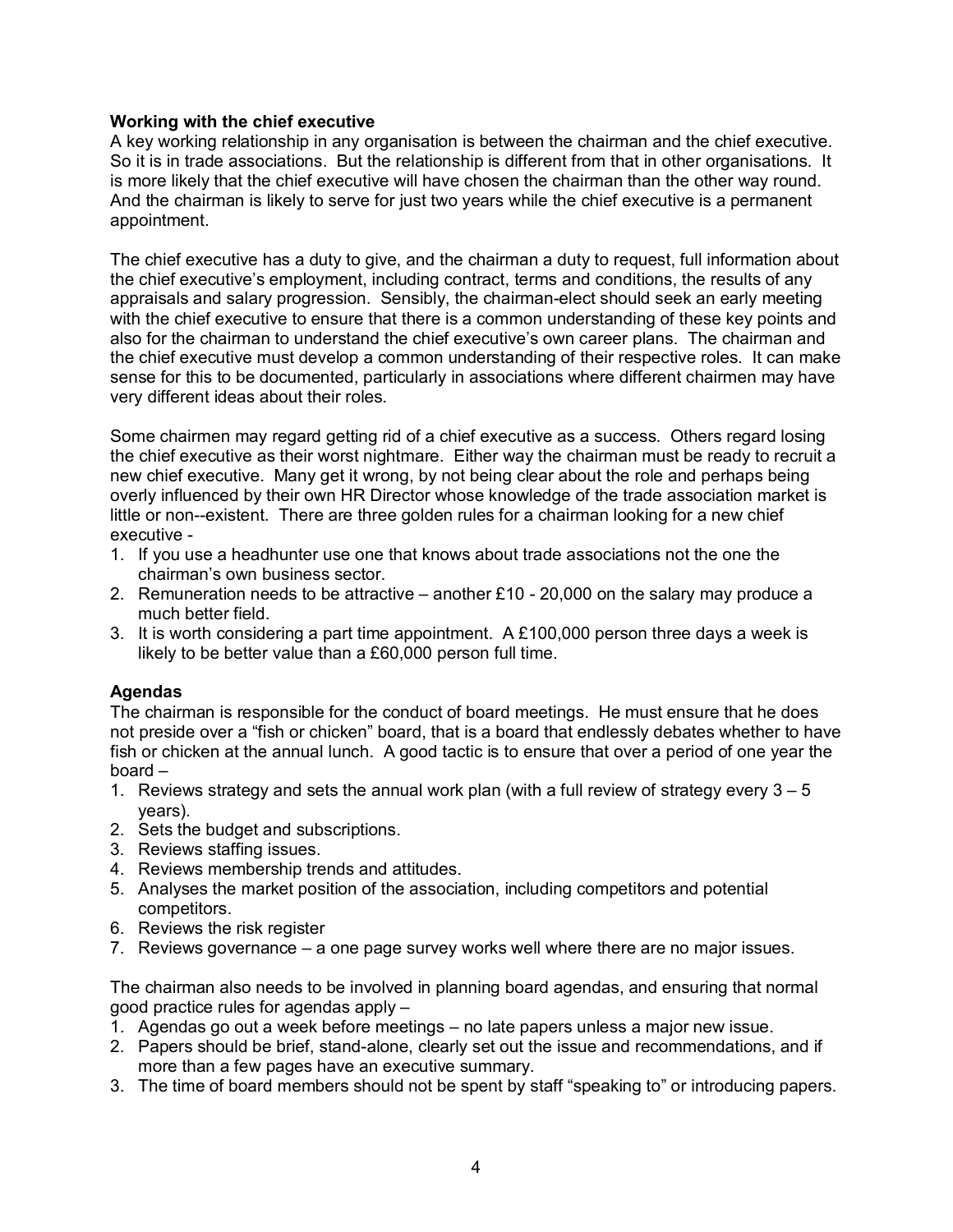**Working with the chief executive**

A key working relationship in any organisation is between the chairman and the chief executive. So it is in trade associations. But the relationship is different from that in other organisations. It is more likely that the chief executive will have chosen the chairman than the other way round. And the chairman is likely to serve for just two years while the chief executive is a permanent appointment.

The chief executive has a duty to give, and the chairman a duty to request, full information about the chief executive's employment, including contract, terms and conditions, the results of any appraisals and salary progression. Sensibly, the chairman-elect should seek an early meeting with the chief executive to ensure that there is a common understanding of these key points and also for the chairman to understand the chief executive's own career plans. The chairman and the chief executive must develop a common understanding of their respective roles. It can make sense for this to be documented, particularly in associations where different chairmen may have very different ideas about their roles.

Some chairmen may regard getting rid of a chief executive as a success. Others regard losing the chief executive as their worst nightmare. Either way the chairman must be ready to recruit a new chief executive. Many get it wrong, by not being clear about the role and perhaps being overly influenced by their own HR Director whose knowledge of the trade association market is little or non--existent. There are three golden rules for a chairman looking for a new chief executive -

1. If you use a headhunter use one that knows about trade associations not the one the chairman's own business sector.
2. Remuneration needs to be attractive – another £10 - 20,000 on the salary may produce a much better field.
3. It is worth considering a part time appointment. A £100,000 person three days a week is likely to be better value than a £60,000 person full time.

**Agendas**

The chairman is responsible for the conduct of board meetings. He must ensure that he does not preside over a "fish or chicken" board, that is a board that endlessly debates whether to have fish or chicken at the annual lunch. A good tactic is to ensure that over a period of one year the board –

1. Reviews strategy and sets the annual work plan (with a full review of strategy every 3 – 5 years).
2. Sets the budget and subscriptions.
3. Reviews staffing issues.
4. Reviews membership trends and attitudes.
5. Analyses the market position of the association, including competitors and potential competitors.
6. Reviews the risk register
7. Reviews governance – a one page survey works well where there are no major issues.

The chairman also needs to be involved in planning board agendas, and ensuring that normal good practice rules for agendas apply –

1. Agendas go out a week before meetings – no late papers unless a major new issue.
2. Papers should be brief, stand-alone, clearly set out the issue and recommendations, and if more than a few pages have an executive summary.
3. The time of board members should not be spent by staff "speaking to" or introducing papers.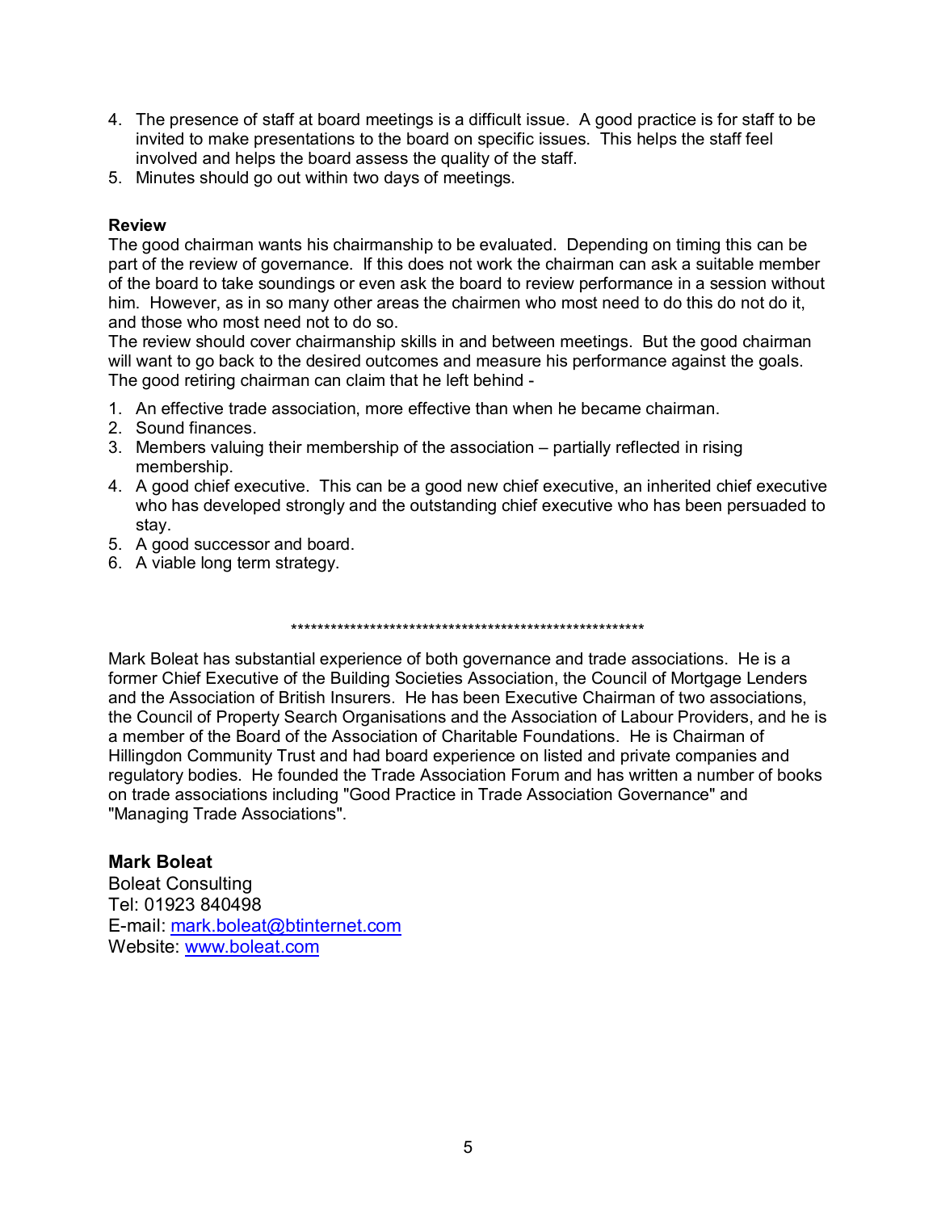4. The presence of staff at board meetings is a difficult issue. A good practice is for staff to be invited to make presentations to the board on specific issues. This helps the staff feel involved and helps the board assess the quality of the staff.
5. Minutes should go out within two days of meetings.

**Review**

The good chairman wants his chairmanship to be evaluated. Depending on timing this can be part of the review of governance. If this does not work the chairman can ask a suitable member of the board to take soundings or even ask the board to review performance in a session without him. However, as in so many other areas the chairmen who most need to do this do not do it, and those who most need not to do so.

The review should cover chairmanship skills in and between meetings. But the good chairman will want to go back to the desired outcomes and measure his performance against the goals. The good retiring chairman can claim that he left behind -

1. An effective trade association, more effective than when he became chairman.
2. Sound finances.
3. Members valuing their membership of the association – partially reflected in rising membership.
4. A good chief executive. This can be a good new chief executive, an inherited chief executive who has developed strongly and the outstanding chief executive who has been persuaded to stay.
5. A good successor and board.
6. A viable long term strategy.

********************************************************

Mark Boleat has substantial experience of both governance and trade associations. He is a former Chief Executive of the Building Societies Association, the Council of Mortgage Lenders and the Association of British Insurers. He has been Executive Chairman of two associations, the Council of Property Search Organisations and the Association of Labour Providers, and he is a member of the Board of the Association of Charitable Foundations. He is Chairman of Hillingdon Community Trust and had board experience on listed and private companies and regulatory bodies. He founded the Trade Association Forum and has written a number of books on trade associations including "Good Practice in Trade Association Governance" and "Managing Trade Associations".

**Mark Boleat**
Boleat Consulting
Tel: 01923 840498
E-mail: mark.boleat@btinternet.com
Website: www.boleat.com